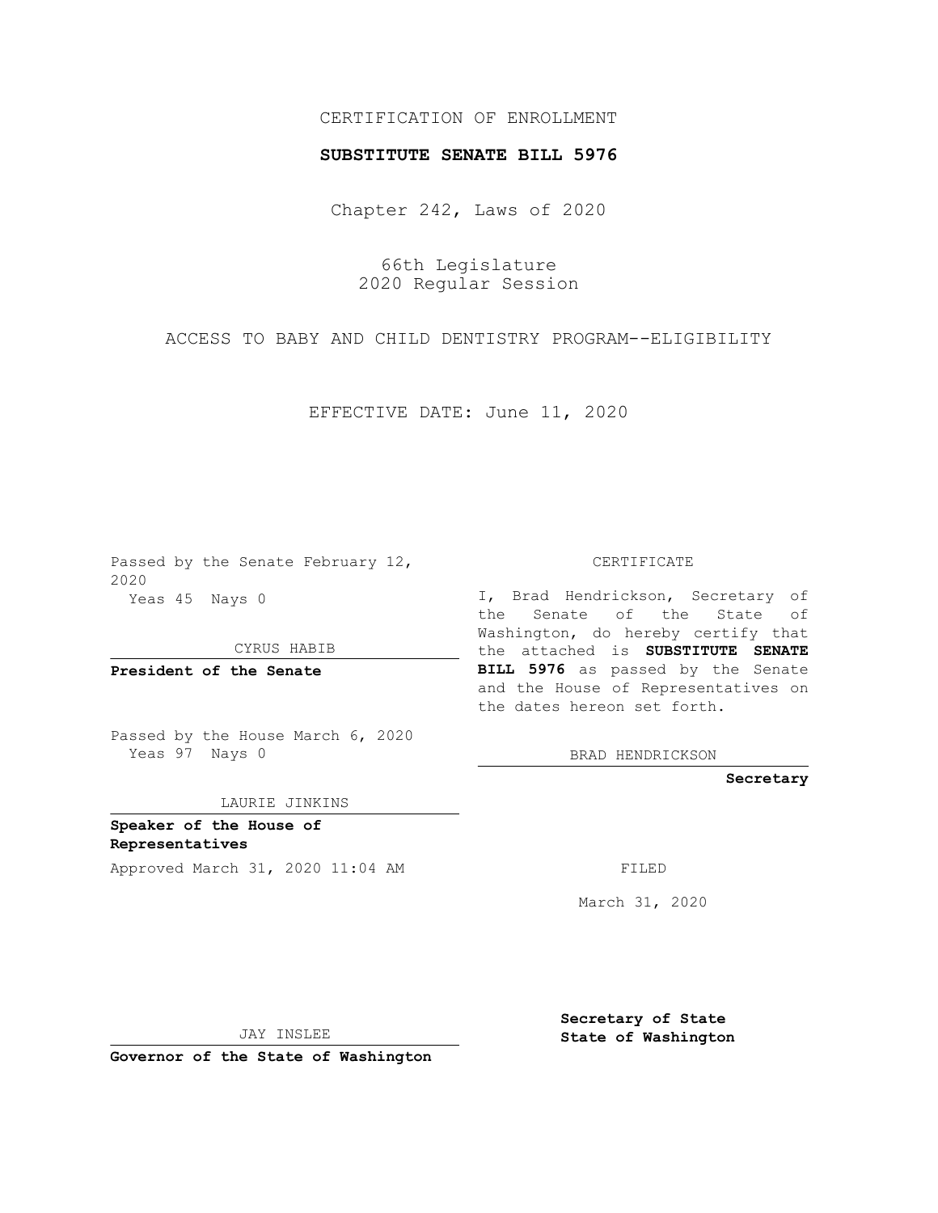CERTIFICATION OF ENROLLMENT

**SUBSTITUTE SENATE BILL 5976**

Chapter 242, Laws of 2020

66th Legislature
2020 Regular Session

ACCESS TO BABY AND CHILD DENTISTRY PROGRAM--ELIGIBILITY

EFFECTIVE DATE: June 11, 2020

Passed by the Senate February 12, 2020
Yeas 45 Nays 0

CYRUS HABIB

**President of the Senate**

Passed by the House March 6, 2020
Yeas 97 Nays 0

LAURIE JINKINS

**Speaker of the House of Representatives**

Approved March 31, 2020 11:04 AM

JAY INSLEE

**Governor of the State of Washington**

CERTIFICATE

I, Brad Hendrickson, Secretary of the Senate of the State of Washington, do hereby certify that the attached is **SUBSTITUTE SENATE BILL 5976** as passed by the Senate and the House of Representatives on the dates hereon set forth.

BRAD HENDRICKSON

**Secretary**

FILED

March 31, 2020

**Secretary of State**
**State of Washington**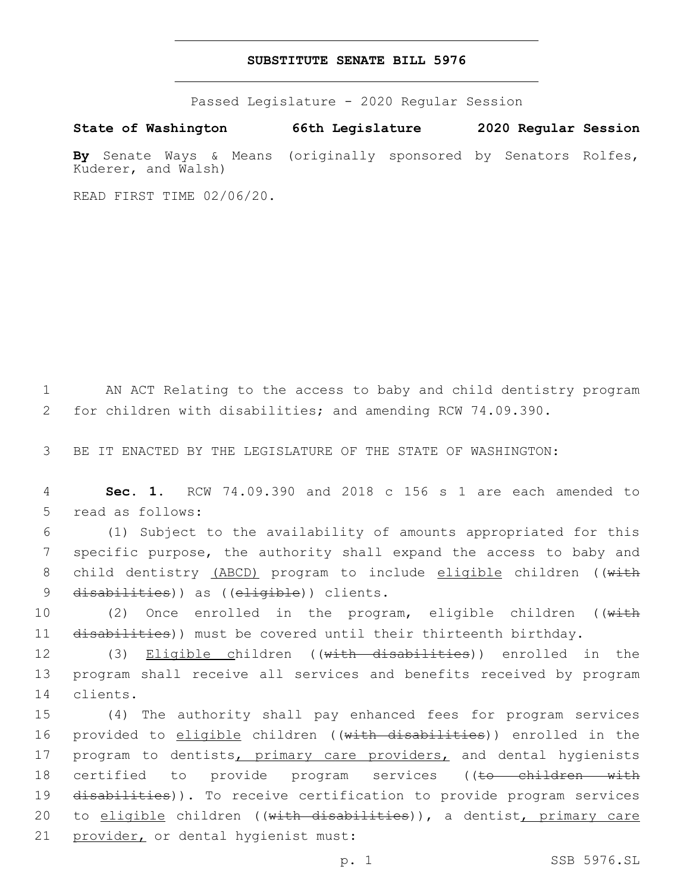# SUBSTITUTE SENATE BILL 5976

Passed Legislature - 2020 Regular Session

**State of Washington 66th Legislature 2020 Regular Session**

**By** Senate Ways & Means (originally sponsored by Senators Rolfes, Kuderer, and Walsh)

READ FIRST TIME 02/06/20.

1 AN ACT Relating to the access to baby and child dentistry program
2 for children with disabilities; and amending RCW 74.09.390.

3 BE IT ENACTED BY THE LEGISLATURE OF THE STATE OF WASHINGTON:

4 **Sec. 1.** RCW 74.09.390 and 2018 c 156 s 1 are each amended to
5 read as follows:

6 (1) Subject to the availability of amounts appropriated for this
7 specific purpose, the authority shall expand the access to baby and
8 child dentistry (ABCD) program to include eligible children ((with
9 disabilities)) as ((eligible)) clients.

10 (2) Once enrolled in the program, eligible children ((with
11 disabilities)) must be covered until their thirteenth birthday.

12 (3) Eligible children ((with disabilities)) enrolled in the
13 program shall receive all services and benefits received by program
14 clients.

15 (4) The authority shall pay enhanced fees for program services
16 provided to eligible children ((with disabilities)) enrolled in the
17 program to dentists, primary care providers, and dental hygienists
18 certified to provide program services ((to children with
19 disabilities)). To receive certification to provide program services
20 to eligible children ((with disabilities)), a dentist, primary care
21 provider, or dental hygienist must: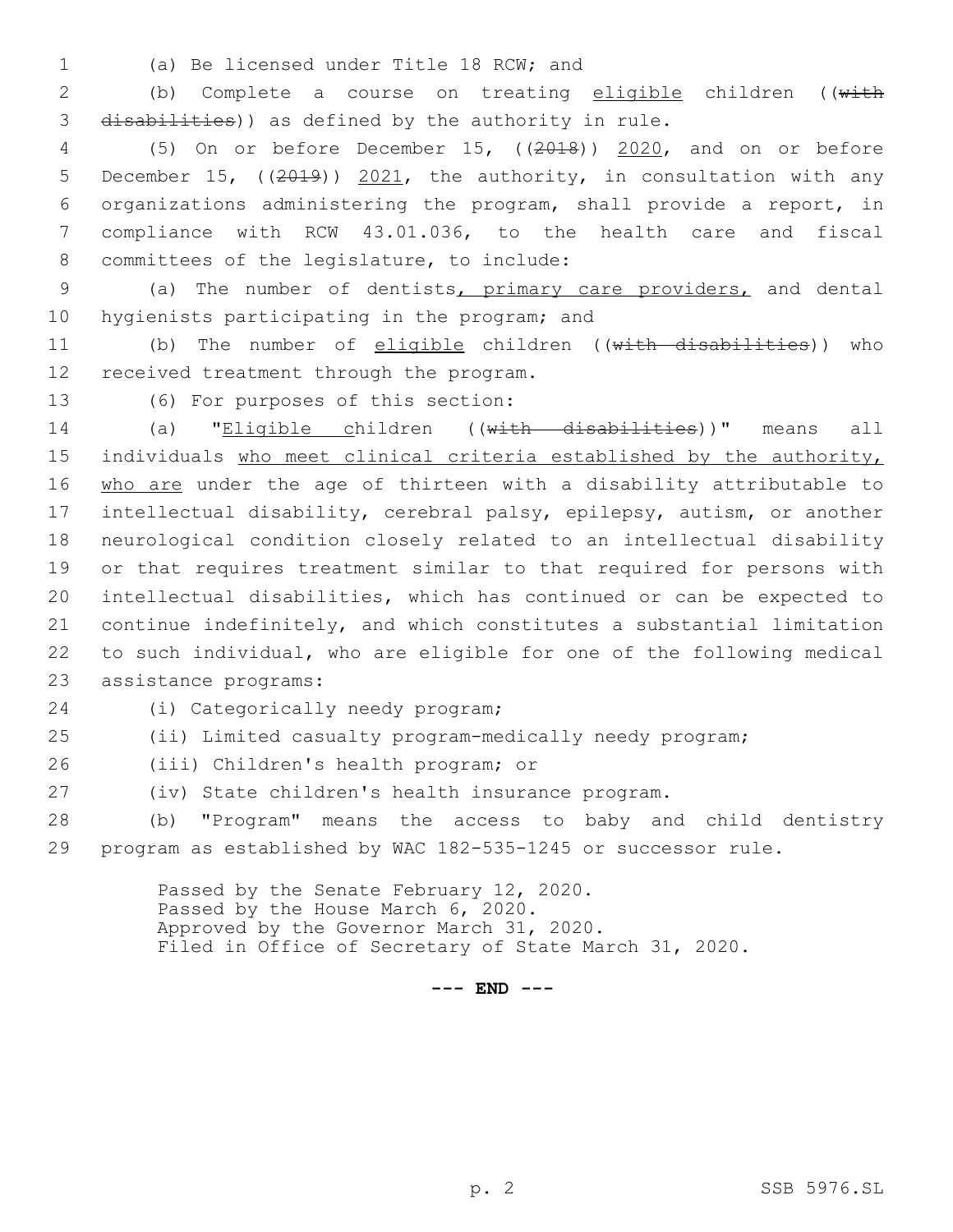(a) Be licensed under Title 18 RCW; and

(b) Complete a course on treating eligible children ((with disabilities)) as defined by the authority in rule.

(5) On or before December 15, ((2018)) 2020, and on or before December 15, ((2019)) 2021, the authority, in consultation with any organizations administering the program, shall provide a report, in compliance with RCW 43.01.036, to the health care and fiscal committees of the legislature, to include:

(a) The number of dentists, primary care providers, and dental hygienists participating in the program; and

(b) The number of eligible children ((with disabilities)) who received treatment through the program.

(6) For purposes of this section:

(a) "Eligible children ((with disabilities))" means all individuals who meet clinical criteria established by the authority, who are under the age of thirteen with a disability attributable to intellectual disability, cerebral palsy, epilepsy, autism, or another neurological condition closely related to an intellectual disability or that requires treatment similar to that required for persons with intellectual disabilities, which has continued or can be expected to continue indefinitely, and which constitutes a substantial limitation to such individual, who are eligible for one of the following medical assistance programs:

(i) Categorically needy program;

(ii) Limited casualty program-medically needy program;

(iii) Children's health program; or

(iv) State children's health insurance program.

(b) "Program" means the access to baby and child dentistry program as established by WAC 182-535-1245 or successor rule.

Passed by the Senate February 12, 2020.
Passed by the House March 6, 2020.
Approved by the Governor March 31, 2020.
Filed in Office of Secretary of State March 31, 2020.

**--- END ---**